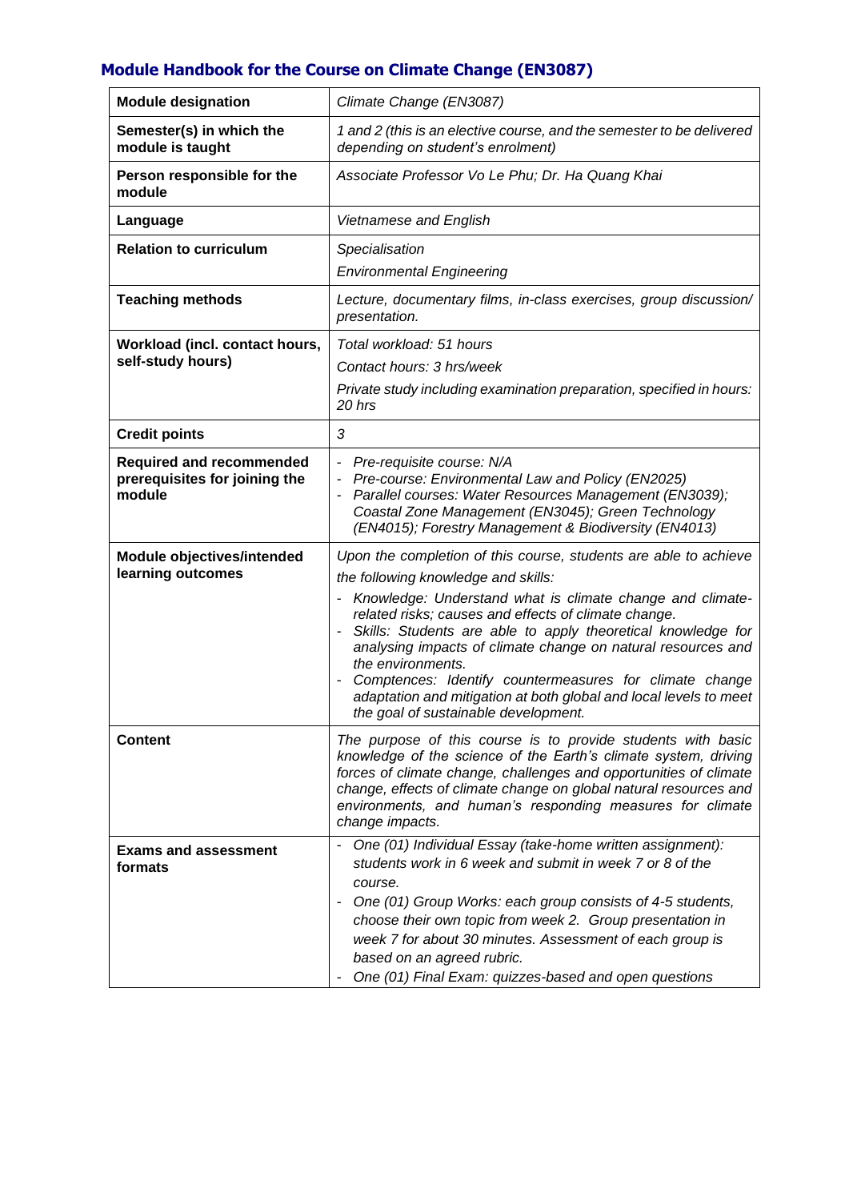## Module Handbook for the Course on Climate Change (EN3087)

| | |
|---|---|
| **Module designation** | *Climate Change (EN3087)* |
| **Semester(s) in which the module is taught** | *1 and 2 (this is an elective course, and the semester to be delivered depending on student's enrolment)* |
| **Person responsible for the module** | *Associate Professor Vo Le Phu; Dr. Ha Quang Khai* |
| **Language** | *Vietnamese and English* |
| **Relation to curriculum** | *Specialisation*<br>*Environmental Engineering* |
| **Teaching methods** | *Lecture, documentary films, in-class exercises, group discussion/ presentation.* |
| **Workload (incl. contact hours, self-study hours)** | *Total workload: 51 hours*<br>*Contact hours: 3 hrs/week*<br>*Private study including examination preparation, specified in hours: 20 hrs* |
| **Credit points** | *3* |
| **Required and recommended prerequisites for joining the module** | - *Pre-requisite course: N/A*<br>- *Pre-course: Environmental Law and Policy (EN2025)*<br>- *Parallel courses: Water Resources Management (EN3039); Coastal Zone Management (EN3045); Green Technology (EN4015); Forestry Management & Biodiversity (EN4013)* |
| **Module objectives/intended learning outcomes** | *Upon the completion of this course, students are able to achieve the following knowledge and skills:*<br>- *Knowledge: Understand what is climate change and climate-related risks; causes and effects of climate change.*<br>- *Skills: Students are able to apply theoretical knowledge for analysing impacts of climate change on natural resources and the environments.*<br>- *Comptences: Identify countermeasures for climate change adaptation and mitigation at both global and local levels to meet the goal of sustainable development.* |
| **Content** | *The purpose of this course is to provide students with basic knowledge of the science of the Earth's climate system, driving forces of climate change, challenges and opportunities of climate change, effects of climate change on global natural resources and environments, and human's responding measures for climate change impacts.* |
| **Exams and assessment formats** | - *One (01) Individual Essay (take-home written assignment): students work in 6 week and submit in week 7 or 8 of the course.*<br>- *One (01) Group Works: each group consists of 4-5 students, choose their own topic from week 2. Group presentation in week 7 for about 30 minutes. Assessment of each group is based on an agreed rubric.*<br>- *One (01) Final Exam: quizzes-based and open questions* |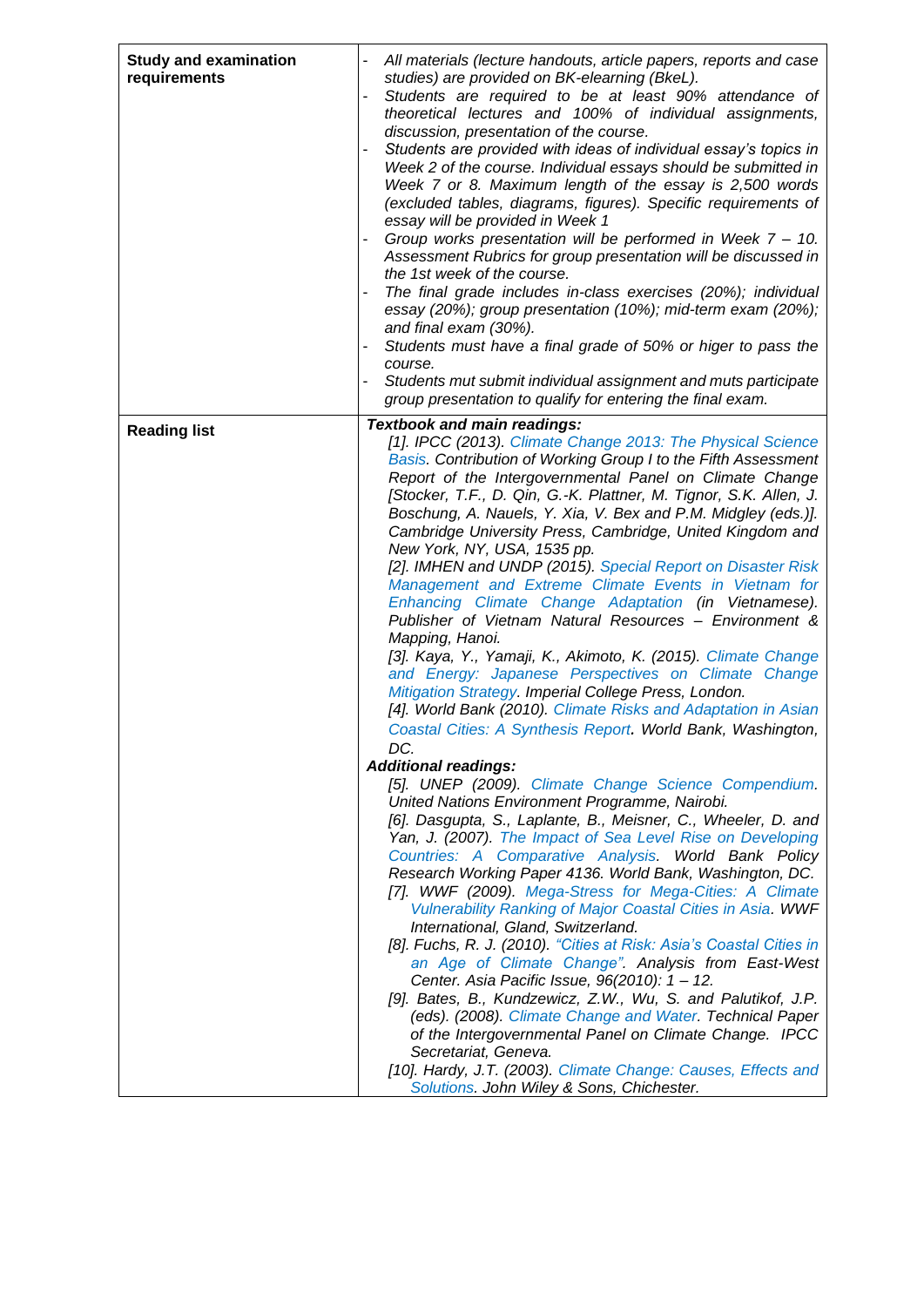| | |
|---|---|
| **Study and examination requirements** | - *All materials (lecture handouts, article papers, reports and case studies) are provided on BK-elearning (BkeL).*<br>- *Students are required to be at least 90% attendance of theoretical lectures and 100% of individual assignments, discussion, presentation of the course.*<br>- *Students are provided with ideas of individual essay's topics in Week 2 of the course. Individual essays should be submitted in Week 7 or 8. Maximum length of the essay is 2,500 words (excluded tables, diagrams, figures). Specific requirements of essay will be provided in Week 1*<br>- *Group works presentation will be performed in Week 7 – 10. Assessment Rubrics for group presentation will be discussed in the 1st week of the course.*<br>- *The final grade includes in-class exercises (20%); individual essay (20%); group presentation (10%); mid-term exam (20%); and final exam (30%).*<br>- *Students must have a final grade of 50% or higer to pass the course.*<br>- *Students mut submit individual assignment and muts participate group presentation to qualify for entering the final exam.* |
| **Reading list** | ***Textbook and main readings:***<br>*[1]. IPCC (2013). Climate Change 2013: The Physical Science Basis. Contribution of Working Group I to the Fifth Assessment Report of the Intergovernmental Panel on Climate Change [Stocker, T.F., D. Qin, G.-K. Plattner, M. Tignor, S.K. Allen, J. Boschung, A. Nauels, Y. Xia, V. Bex and P.M. Midgley (eds.)]. Cambridge University Press, Cambridge, United Kingdom and New York, NY, USA, 1535 pp.*<br>*[2]. IMHEN and UNDP (2015). Special Report on Disaster Risk Management and Extreme Climate Events in Vietnam for Enhancing Climate Change Adaptation (in Vietnamese). Publisher of Vietnam Natural Resources – Environment & Mapping, Hanoi.*<br>*[3]. Kaya, Y., Yamaji, K., Akimoto, K. (2015). Climate Change and Energy: Japanese Perspectives on Climate Change Mitigation Strategy. Imperial College Press, London.*<br>*[4]. World Bank (2010). Climate Risks and Adaptation in Asian Coastal Cities: A Synthesis Report. World Bank, Washington, DC.*<br>***Additional readings:***<br>*[5]. UNEP (2009). Climate Change Science Compendium. United Nations Environment Programme, Nairobi.*<br>*[6]. Dasgupta, S., Laplante, B., Meisner, C., Wheeler, D. and Yan, J. (2007). The Impact of Sea Level Rise on Developing Countries: A Comparative Analysis. World Bank Policy Research Working Paper 4136. World Bank, Washington, DC.*<br>*[7]. WWF (2009). Mega-Stress for Mega-Cities: A Climate Vulnerability Ranking of Major Coastal Cities in Asia. WWF International, Gland, Switzerland.*<br>*[8]. Fuchs, R. J. (2010). "Cities at Risk: Asia's Coastal Cities in an Age of Climate Change". Analysis from East-West Center. Asia Pacific Issue, 96(2010): 1 – 12.*<br>*[9]. Bates, B., Kundzewicz, Z.W., Wu, S. and Palutikof, J.P. (eds). (2008). Climate Change and Water. Technical Paper of the Intergovernmental Panel on Climate Change. IPCC Secretariat, Geneva.*<br>*[10]. Hardy, J.T. (2003). Climate Change: Causes, Effects and Solutions. John Wiley & Sons, Chichester.* |